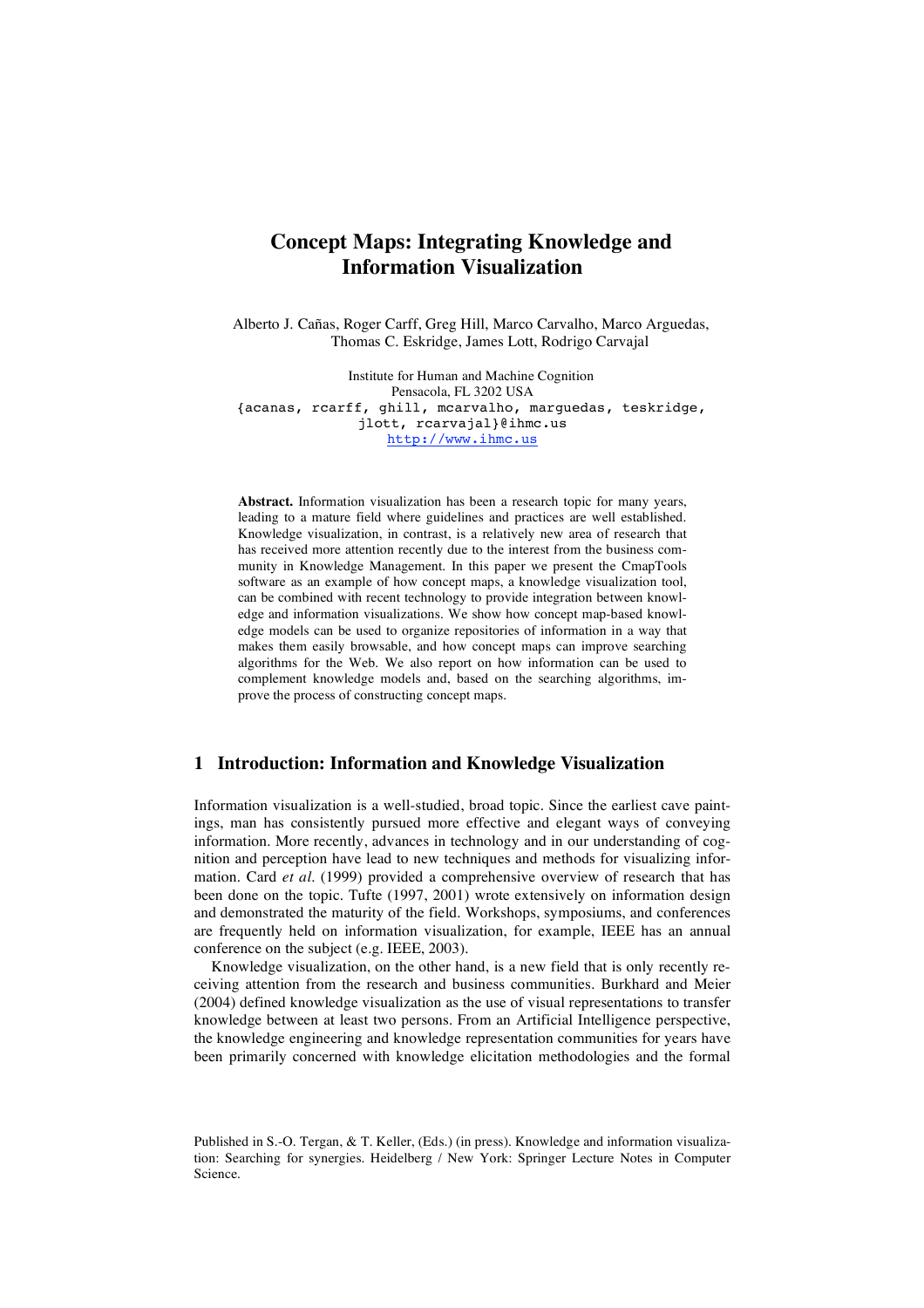# Concept Maps: Integrating Knowledge and Information Visualization

Alberto J. Cañas, Roger Carff, Greg Hill, Marco Carvalho, Marco Arguedas, Thomas C. Eskridge, James Lott, Rodrigo Carvajal

Institute for Human and Machine Cognition
Pensacola, FL 3202 USA
{acanas, rcarff, ghill, mcarvalho, marguedas, teskridge, jlott, rcarvajal}@ihmc.us
http://www.ihmc.us

**Abstract.** Information visualization has been a research topic for many years, leading to a mature field where guidelines and practices are well established. Knowledge visualization, in contrast, is a relatively new area of research that has received more attention recently due to the interest from the business community in Knowledge Management. In this paper we present the CmapTools software as an example of how concept maps, a knowledge visualization tool, can be combined with recent technology to provide integration between knowledge and information visualizations. We show how concept map-based knowledge models can be used to organize repositories of information in a way that makes them easily browsable, and how concept maps can improve searching algorithms for the Web. We also report on how information can be used to complement knowledge models and, based on the searching algorithms, improve the process of constructing concept maps.

## 1 Introduction: Information and Knowledge Visualization

Information visualization is a well-studied, broad topic. Since the earliest cave paintings, man has consistently pursued more effective and elegant ways of conveying information. More recently, advances in technology and in our understanding of cognition and perception have lead to new techniques and methods for visualizing information. Card *et al*. (1999) provided a comprehensive overview of research that has been done on the topic. Tufte (1997, 2001) wrote extensively on information design and demonstrated the maturity of the field. Workshops, symposiums, and conferences are frequently held on information visualization, for example, IEEE has an annual conference on the subject (e.g. IEEE, 2003).

Knowledge visualization, on the other hand, is a new field that is only recently receiving attention from the research and business communities. Burkhard and Meier (2004) defined knowledge visualization as the use of visual representations to transfer knowledge between at least two persons. From an Artificial Intelligence perspective, the knowledge engineering and knowledge representation communities for years have been primarily concerned with knowledge elicitation methodologies and the formal

Published in S.-O. Tergan, & T. Keller, (Eds.) (in press). Knowledge and information visualization: Searching for synergies. Heidelberg / New York: Springer Lecture Notes in Computer Science.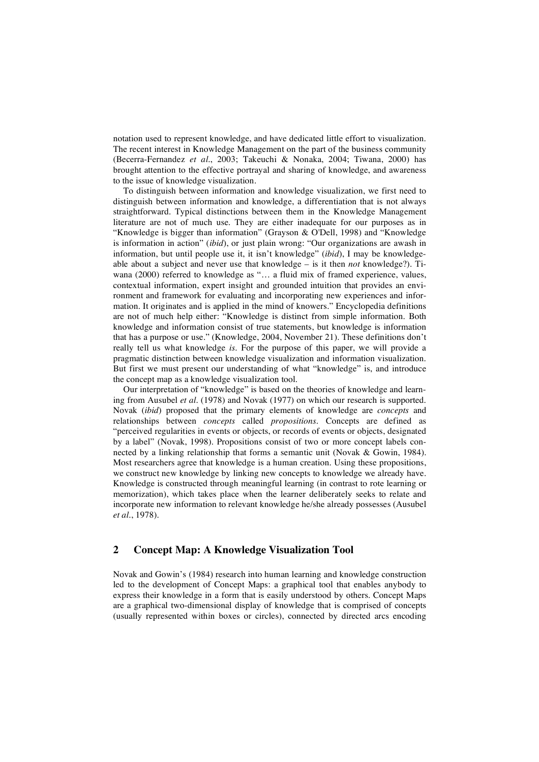notation used to represent knowledge, and have dedicated little effort to visualization. The recent interest in Knowledge Management on the part of the business community (Becerra-Fernandez *et al*., 2003; Takeuchi & Nonaka, 2004; Tiwana, 2000) has brought attention to the effective portrayal and sharing of knowledge, and awareness to the issue of knowledge visualization.

To distinguish between information and knowledge visualization, we first need to distinguish between information and knowledge, a differentiation that is not always straightforward. Typical distinctions between them in the Knowledge Management literature are not of much use. They are either inadequate for our purposes as in "Knowledge is bigger than information" (Grayson & O'Dell, 1998) and "Knowledge is information in action" (*ibid*), or just plain wrong: "Our organizations are awash in information, but until people use it, it isn't knowledge" (*ibid*), I may be knowledgeable about a subject and never use that knowledge – is it then *not* knowledge?). Tiwana (2000) referred to knowledge as "… a fluid mix of framed experience, values, contextual information, expert insight and grounded intuition that provides an environment and framework for evaluating and incorporating new experiences and information. It originates and is applied in the mind of knowers." Encyclopedia definitions are not of much help either: "Knowledge is distinct from simple information. Both knowledge and information consist of true statements, but knowledge is information that has a purpose or use." (Knowledge, 2004, November 21). These definitions don't really tell us what knowledge *is*. For the purpose of this paper, we will provide a pragmatic distinction between knowledge visualization and information visualization. But first we must present our understanding of what "knowledge" is, and introduce the concept map as a knowledge visualization tool.

Our interpretation of "knowledge" is based on the theories of knowledge and learning from Ausubel *et al*. (1978) and Novak (1977) on which our research is supported. Novak (*ibid*) proposed that the primary elements of knowledge are *concepts* and relationships between *concepts* called *propositions*. Concepts are defined as "perceived regularities in events or objects, or records of events or objects, designated by a label" (Novak, 1998). Propositions consist of two or more concept labels connected by a linking relationship that forms a semantic unit (Novak & Gowin, 1984). Most researchers agree that knowledge is a human creation. Using these propositions, we construct new knowledge by linking new concepts to knowledge we already have. Knowledge is constructed through meaningful learning (in contrast to rote learning or memorization), which takes place when the learner deliberately seeks to relate and incorporate new information to relevant knowledge he/she already possesses (Ausubel *et al*., 1978).

## 2 Concept Map: A Knowledge Visualization Tool

Novak and Gowin's (1984) research into human learning and knowledge construction led to the development of Concept Maps: a graphical tool that enables anybody to express their knowledge in a form that is easily understood by others. Concept Maps are a graphical two-dimensional display of knowledge that is comprised of concepts (usually represented within boxes or circles), connected by directed arcs encoding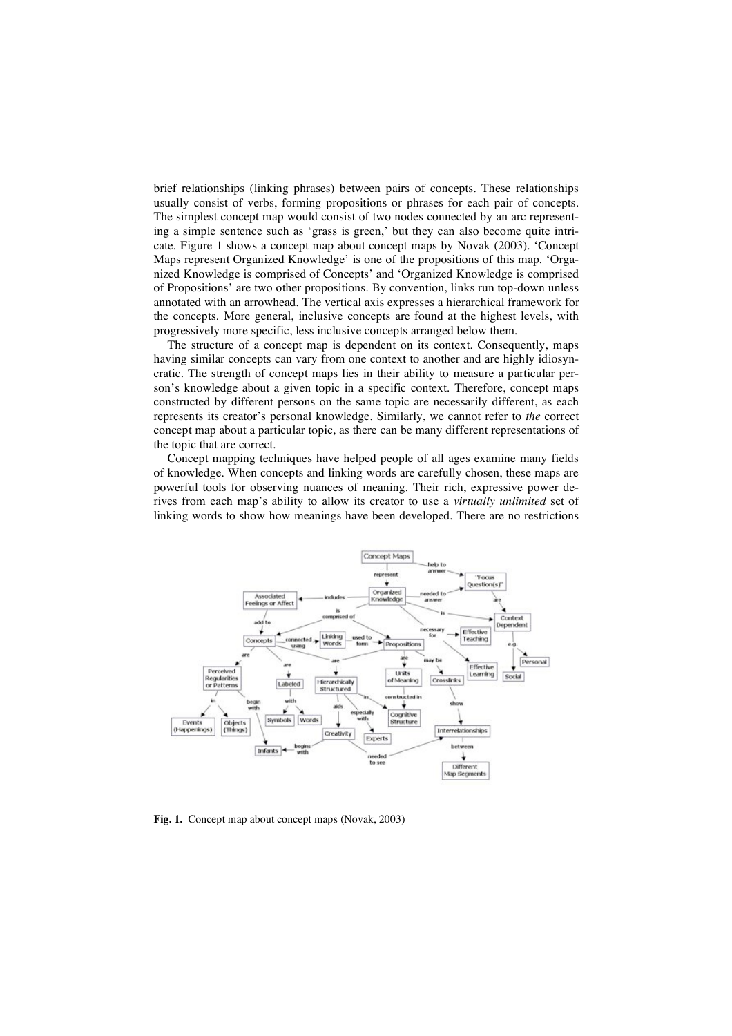brief relationships (linking phrases) between pairs of concepts. These relationships usually consist of verbs, forming propositions or phrases for each pair of concepts. The simplest concept map would consist of two nodes connected by an arc representing a simple sentence such as 'grass is green,' but they can also become quite intricate. Figure 1 shows a concept map about concept maps by Novak (2003). 'Concept Maps represent Organized Knowledge' is one of the propositions of this map. 'Organized Knowledge is comprised of Concepts' and 'Organized Knowledge is comprised of Propositions' are two other propositions. By convention, links run top-down unless annotated with an arrowhead. The vertical axis expresses a hierarchical framework for the concepts. More general, inclusive concepts are found at the highest levels, with progressively more specific, less inclusive concepts arranged below them.

The structure of a concept map is dependent on its context. Consequently, maps having similar concepts can vary from one context to another and are highly idiosyncratic. The strength of concept maps lies in their ability to measure a particular person's knowledge about a given topic in a specific context. Therefore, concept maps constructed by different persons on the same topic are necessarily different, as each represents its creator's personal knowledge. Similarly, we cannot refer to *the* correct concept map about a particular topic, as there can be many different representations of the topic that are correct.

Concept mapping techniques have helped people of all ages examine many fields of knowledge. When concepts and linking words are carefully chosen, these maps are powerful tools for observing nuances of meaning. Their rich, expressive power derives from each map's ability to allow its creator to use a *virtually unlimited* set of linking words to show how meanings have been developed. There are no restrictions

Concept Maps
represent
help to answer
"Focus Question(s)"
Organized Knowledge
needed to answer
are
includes
Associated Feelings or Affect
is
Context Dependent
is comprised of
add to
necessary for
Effective Teaching
e.g.
Concepts
connected using
Linking Words
used to form
Propositions
Personal
Social
are
are
are
are
may be
Effective Learning
Perceived Regularities or Patterns
Labeled
Hierarchically Structured
Units of Meaning
Crosslinks
in
begin with
with
in
constructed in
show
Events (Happenings)
Objects (Things)
Symbols
Words
aids
especially with
Cognitive Structure
Creativity
Experts
Interrelationships
Infants
begins with
needed to see
between
Different Map Segments

**Fig. 1.** Concept map about concept maps (Novak, 2003)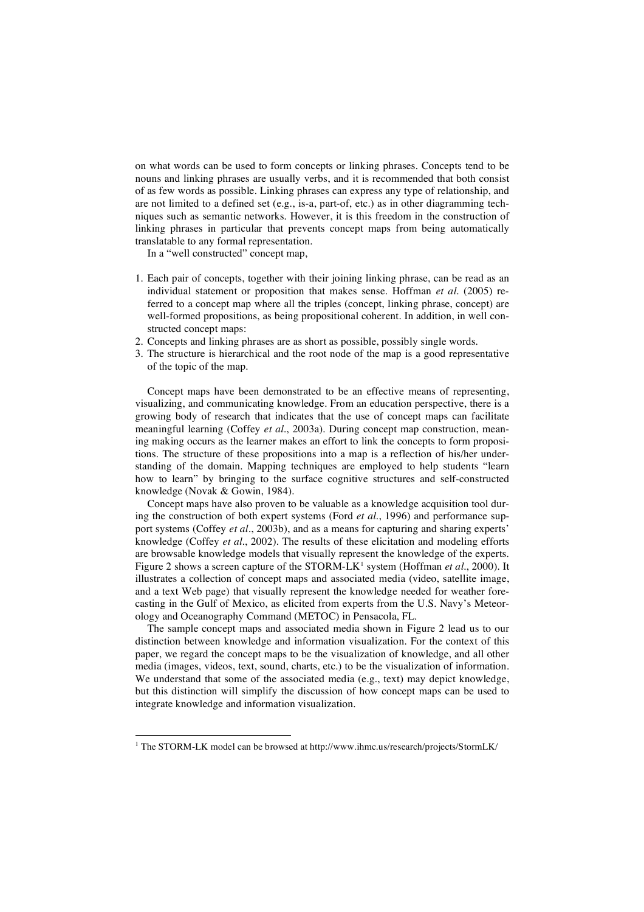on what words can be used to form concepts or linking phrases. Concepts tend to be nouns and linking phrases are usually verbs, and it is recommended that both consist of as few words as possible. Linking phrases can express any type of relationship, and are not limited to a defined set (e.g., is-a, part-of, etc.) as in other diagramming techniques such as semantic networks. However, it is this freedom in the construction of linking phrases in particular that prevents concept maps from being automatically translatable to any formal representation.

In a "well constructed" concept map,

1. Each pair of concepts, together with their joining linking phrase, can be read as an individual statement or proposition that makes sense. Hoffman *et al.* (2005) referred to a concept map where all the triples (concept, linking phrase, concept) are well-formed propositions, as being propositional coherent. In addition, in well constructed concept maps:
2. Concepts and linking phrases are as short as possible, possibly single words.
3. The structure is hierarchical and the root node of the map is a good representative of the topic of the map.

Concept maps have been demonstrated to be an effective means of representing, visualizing, and communicating knowledge. From an education perspective, there is a growing body of research that indicates that the use of concept maps can facilitate meaningful learning (Coffey *et al*., 2003a). During concept map construction, meaning making occurs as the learner makes an effort to link the concepts to form propositions. The structure of these propositions into a map is a reflection of his/her understanding of the domain. Mapping techniques are employed to help students "learn how to learn" by bringing to the surface cognitive structures and self-constructed knowledge (Novak & Gowin, 1984).

Concept maps have also proven to be valuable as a knowledge acquisition tool during the construction of both expert systems (Ford *et al.*, 1996) and performance support systems (Coffey *et al*., 2003b), and as a means for capturing and sharing experts' knowledge (Coffey *et al*., 2002). The results of these elicitation and modeling efforts are browsable knowledge models that visually represent the knowledge of the experts. Figure 2 shows a screen capture of the STORM-LK[1] system (Hoffman *et al*., 2000). It illustrates a collection of concept maps and associated media (video, satellite image, and a text Web page) that visually represent the knowledge needed for weather forecasting in the Gulf of Mexico, as elicited from experts from the U.S. Navy's Meteorology and Oceanography Command (METOC) in Pensacola, FL.

The sample concept maps and associated media shown in Figure 2 lead us to our distinction between knowledge and information visualization. For the context of this paper, we regard the concept maps to be the visualization of knowledge, and all other media (images, videos, text, sound, charts, etc.) to be the visualization of information. We understand that some of the associated media (e.g., text) may depict knowledge, but this distinction will simplify the discussion of how concept maps can be used to integrate knowledge and information visualization.

---

[1] The STORM-LK model can be browsed at http://www.ihmc.us/research/projects/StormLK/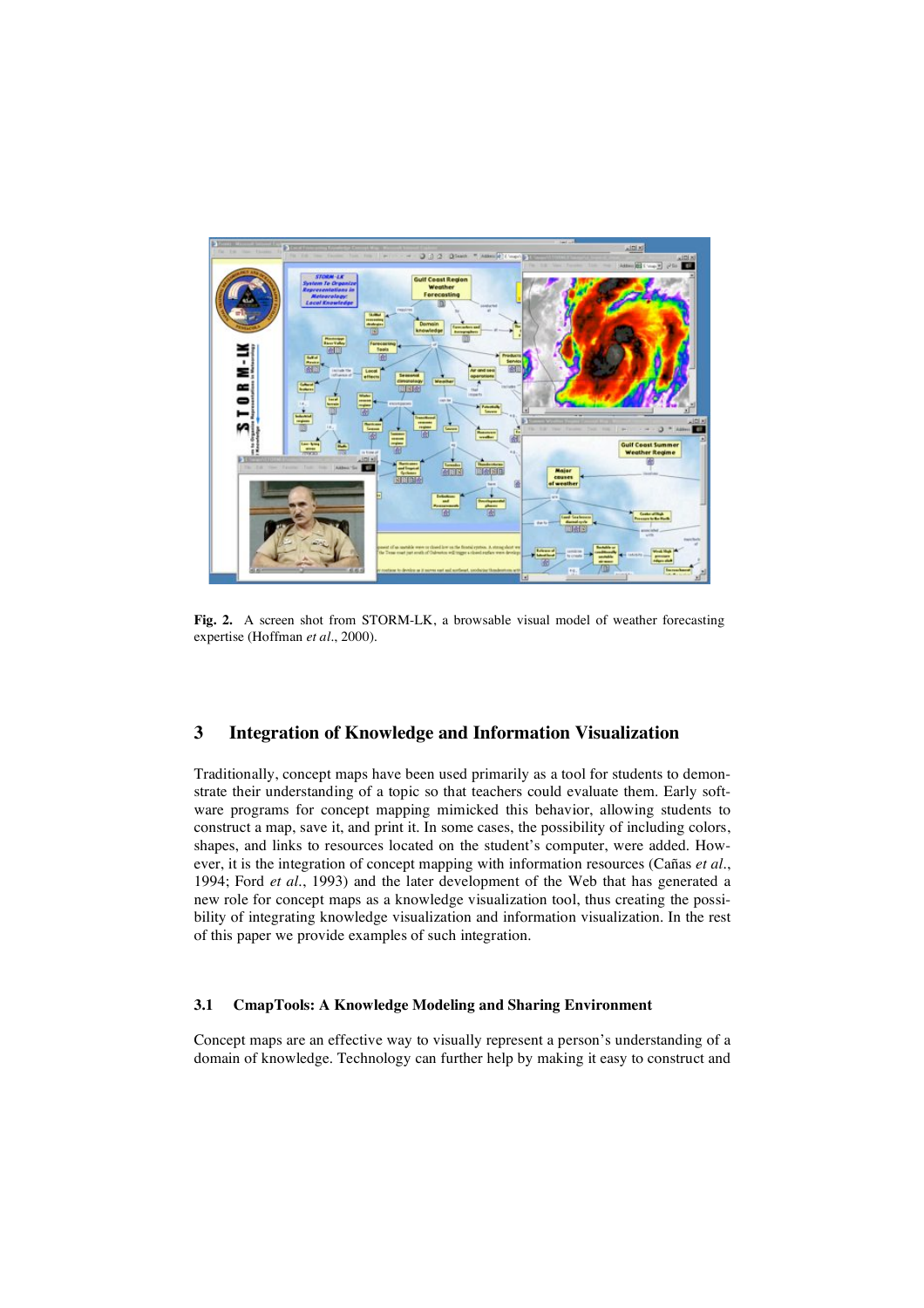**Fig. 2.** A screen shot from STORM-LK, a browsable visual model of weather forecasting expertise (Hoffman *et al*., 2000).

## 3 Integration of Knowledge and Information Visualization

Traditionally, concept maps have been used primarily as a tool for students to demonstrate their understanding of a topic so that teachers could evaluate them. Early software programs for concept mapping mimicked this behavior, allowing students to construct a map, save it, and print it. In some cases, the possibility of including colors, shapes, and links to resources located on the student's computer, were added. However, it is the integration of concept mapping with information resources (Cañas *et al*., 1994; Ford *et al*., 1993) and the later development of the Web that has generated a new role for concept maps as a knowledge visualization tool, thus creating the possibility of integrating knowledge visualization and information visualization. In the rest of this paper we provide examples of such integration.

### 3.1 CmapTools: A Knowledge Modeling and Sharing Environment

Concept maps are an effective way to visually represent a person's understanding of a domain of knowledge. Technology can further help by making it easy to construct and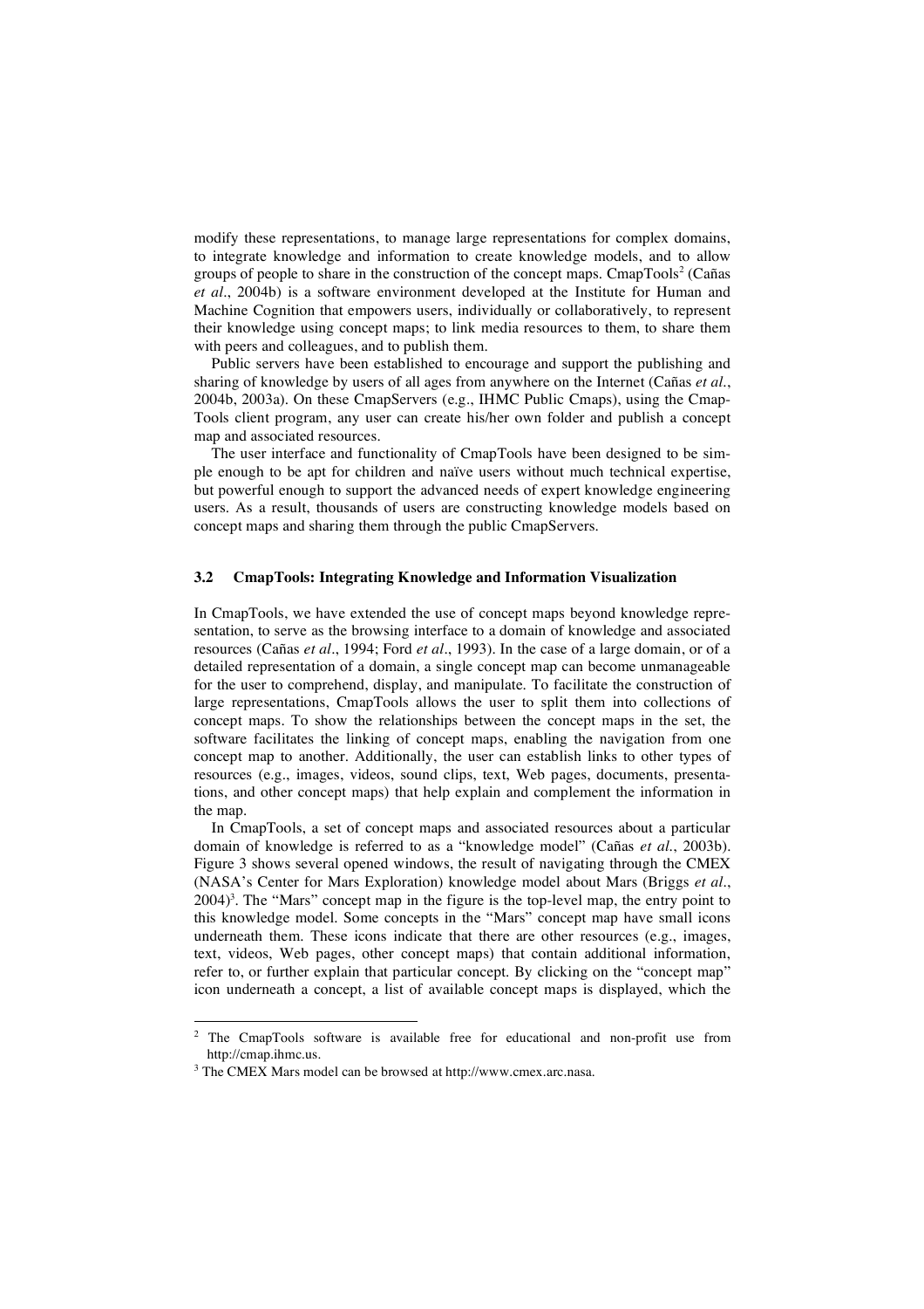modify these representations, to manage large representations for complex domains, to integrate knowledge and information to create knowledge models, and to allow groups of people to share in the construction of the concept maps. CmapTools[2] (Cañas *et al.*, 2004b) is a software environment developed at the Institute for Human and Machine Cognition that empowers users, individually or collaboratively, to represent their knowledge using concept maps; to link media resources to them, to share them with peers and colleagues, and to publish them.

Public servers have been established to encourage and support the publishing and sharing of knowledge by users of all ages from anywhere on the Internet (Cañas *et al.*, 2004b, 2003a). On these CmapServers (e.g., IHMC Public Cmaps), using the Cmap-Tools client program, any user can create his/her own folder and publish a concept map and associated resources.

The user interface and functionality of CmapTools have been designed to be simple enough to be apt for children and naïve users without much technical expertise, but powerful enough to support the advanced needs of expert knowledge engineering users. As a result, thousands of users are constructing knowledge models based on concept maps and sharing them through the public CmapServers.

### 3.2 CmapTools: Integrating Knowledge and Information Visualization

In CmapTools, we have extended the use of concept maps beyond knowledge representation, to serve as the browsing interface to a domain of knowledge and associated resources (Cañas *et al*., 1994; Ford *et al*., 1993). In the case of a large domain, or of a detailed representation of a domain, a single concept map can become unmanageable for the user to comprehend, display, and manipulate. To facilitate the construction of large representations, CmapTools allows the user to split them into collections of concept maps. To show the relationships between the concept maps in the set, the software facilitates the linking of concept maps, enabling the navigation from one concept map to another. Additionally, the user can establish links to other types of resources (e.g., images, videos, sound clips, text, Web pages, documents, presentations, and other concept maps) that help explain and complement the information in the map.

In CmapTools, a set of concept maps and associated resources about a particular domain of knowledge is referred to as a "knowledge model" (Cañas *et al.*, 2003b). Figure 3 shows several opened windows, the result of navigating through the CMEX (NASA's Center for Mars Exploration) knowledge model about Mars (Briggs *et al.*, 2004)[3]. The "Mars" concept map in the figure is the top-level map, the entry point to this knowledge model. Some concepts in the "Mars" concept map have small icons underneath them. These icons indicate that there are other resources (e.g., images, text, videos, Web pages, other concept maps) that contain additional information, refer to, or further explain that particular concept. By clicking on the "concept map" icon underneath a concept, a list of available concept maps is displayed, which the

---

[2] The CmapTools software is available free for educational and non-profit use from http://cmap.ihmc.us.

[3] The CMEX Mars model can be browsed at http://www.cmex.arc.nasa.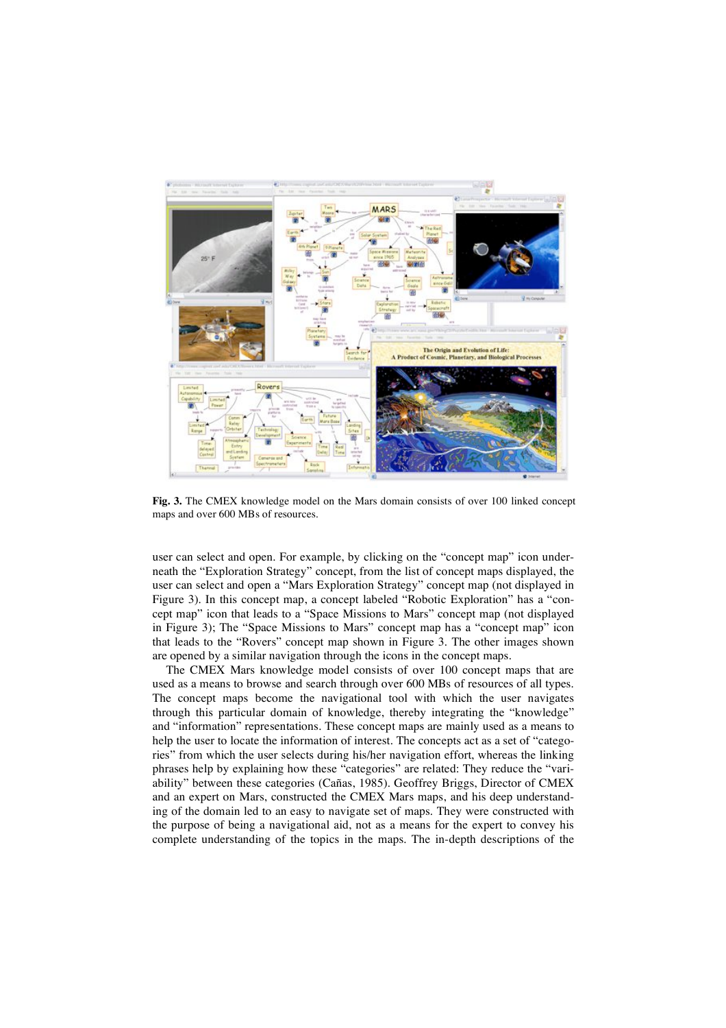**Fig. 3.** The CMEX knowledge model on the Mars domain consists of over 100 linked concept maps and over 600 MBs of resources.

user can select and open. For example, by clicking on the "concept map" icon underneath the "Exploration Strategy" concept, from the list of concept maps displayed, the user can select and open a "Mars Exploration Strategy" concept map (not displayed in Figure 3). In this concept map, a concept labeled "Robotic Exploration" has a "concept map" icon that leads to a "Space Missions to Mars" concept map (not displayed in Figure 3); The "Space Missions to Mars" concept map has a "concept map" icon that leads to the "Rovers" concept map shown in Figure 3. The other images shown are opened by a similar navigation through the icons in the concept maps.

The CMEX Mars knowledge model consists of over 100 concept maps that are used as a means to browse and search through over 600 MBs of resources of all types. The concept maps become the navigational tool with which the user navigates through this particular domain of knowledge, thereby integrating the "knowledge" and "information" representations. These concept maps are mainly used as a means to help the user to locate the information of interest. The concepts act as a set of "categories" from which the user selects during his/her navigation effort, whereas the linking phrases help by explaining how these "categories" are related: They reduce the "variability" between these categories (Cañas, 1985). Geoffrey Briggs, Director of CMEX and an expert on Mars, constructed the CMEX Mars maps, and his deep understanding of the domain led to an easy to navigate set of maps. They were constructed with the purpose of being a navigational aid, not as a means for the expert to convey his complete understanding of the topics in the maps. The in-depth descriptions of the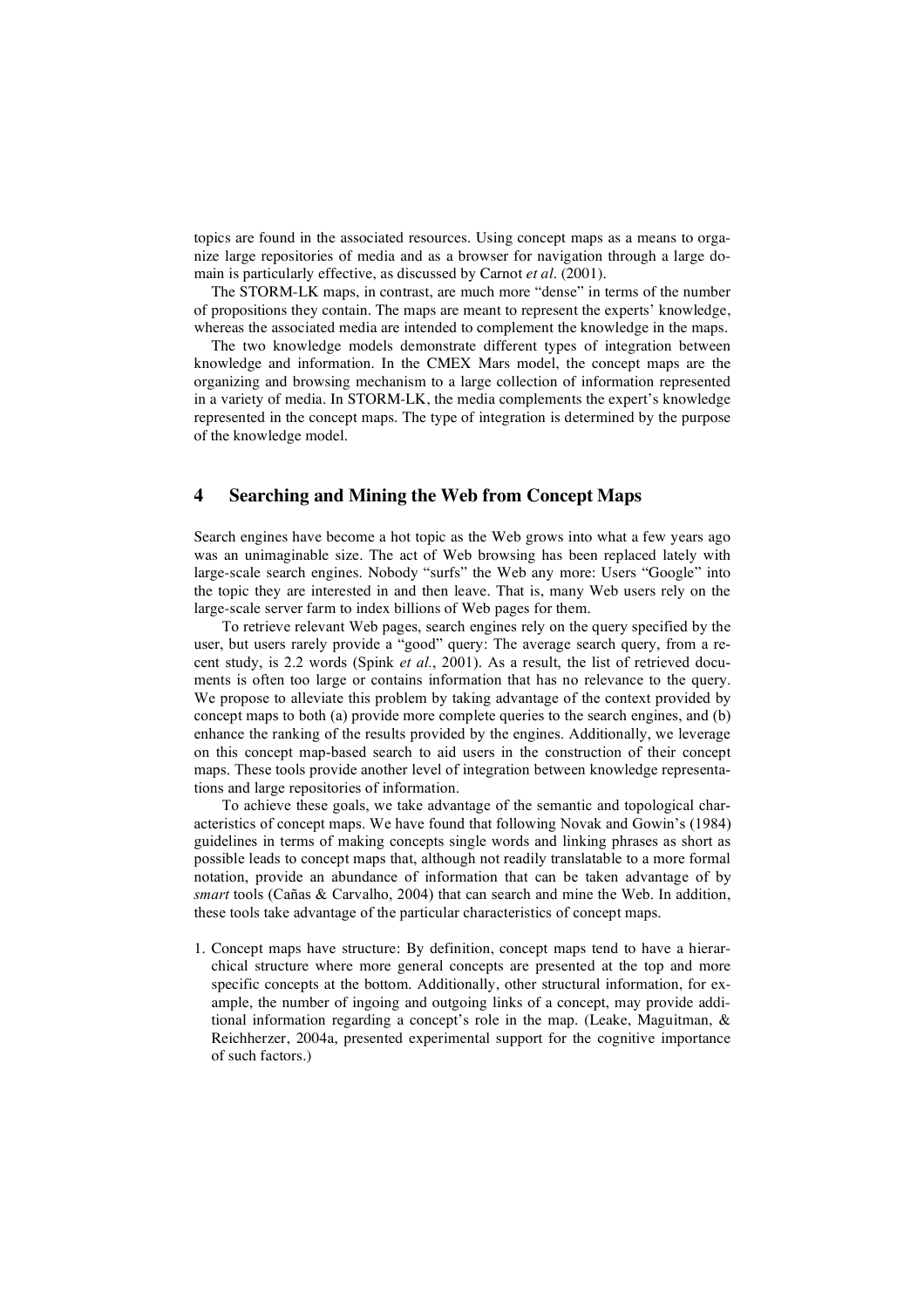topics are found in the associated resources. Using concept maps as a means to organize large repositories of media and as a browser for navigation through a large domain is particularly effective, as discussed by Carnot *et al.* (2001).

The STORM-LK maps, in contrast, are much more "dense" in terms of the number of propositions they contain. The maps are meant to represent the experts' knowledge, whereas the associated media are intended to complement the knowledge in the maps.

The two knowledge models demonstrate different types of integration between knowledge and information. In the CMEX Mars model, the concept maps are the organizing and browsing mechanism to a large collection of information represented in a variety of media. In STORM-LK, the media complements the expert's knowledge represented in the concept maps. The type of integration is determined by the purpose of the knowledge model.

## 4 Searching and Mining the Web from Concept Maps

Search engines have become a hot topic as the Web grows into what a few years ago was an unimaginable size. The act of Web browsing has been replaced lately with large-scale search engines. Nobody "surfs" the Web any more: Users "Google" into the topic they are interested in and then leave. That is, many Web users rely on the large-scale server farm to index billions of Web pages for them.

To retrieve relevant Web pages, search engines rely on the query specified by the user, but users rarely provide a "good" query: The average search query, from a recent study, is 2.2 words (Spink *et al.*, 2001). As a result, the list of retrieved documents is often too large or contains information that has no relevance to the query. We propose to alleviate this problem by taking advantage of the context provided by concept maps to both (a) provide more complete queries to the search engines, and (b) enhance the ranking of the results provided by the engines. Additionally, we leverage on this concept map-based search to aid users in the construction of their concept maps. These tools provide another level of integration between knowledge representations and large repositories of information.

To achieve these goals, we take advantage of the semantic and topological characteristics of concept maps. We have found that following Novak and Gowin's (1984) guidelines in terms of making concepts single words and linking phrases as short as possible leads to concept maps that, although not readily translatable to a more formal notation, provide an abundance of information that can be taken advantage of by *smart* tools (Cañas & Carvalho, 2004) that can search and mine the Web. In addition, these tools take advantage of the particular characteristics of concept maps.

1. Concept maps have structure: By definition, concept maps tend to have a hierarchical structure where more general concepts are presented at the top and more specific concepts at the bottom. Additionally, other structural information, for example, the number of ingoing and outgoing links of a concept, may provide additional information regarding a concept's role in the map. (Leake, Maguitman, & Reichherzer, 2004a, presented experimental support for the cognitive importance of such factors.)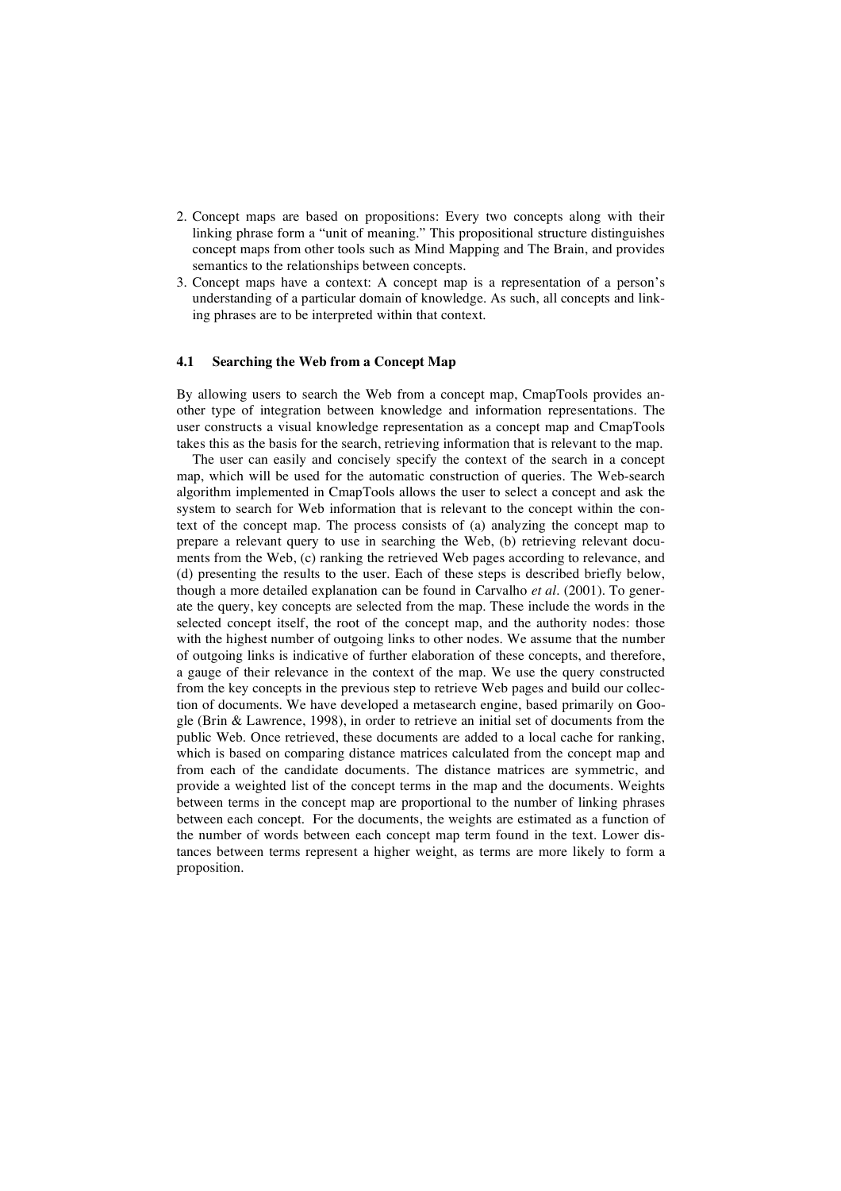2. Concept maps are based on propositions: Every two concepts along with their linking phrase form a "unit of meaning." This propositional structure distinguishes concept maps from other tools such as Mind Mapping and The Brain, and provides semantics to the relationships between concepts.
3. Concept maps have a context: A concept map is a representation of a person's understanding of a particular domain of knowledge. As such, all concepts and linking phrases are to be interpreted within that context.

### 4.1 Searching the Web from a Concept Map

By allowing users to search the Web from a concept map, CmapTools provides another type of integration between knowledge and information representations. The user constructs a visual knowledge representation as a concept map and CmapTools takes this as the basis for the search, retrieving information that is relevant to the map.

The user can easily and concisely specify the context of the search in a concept map, which will be used for the automatic construction of queries. The Web-search algorithm implemented in CmapTools allows the user to select a concept and ask the system to search for Web information that is relevant to the concept within the context of the concept map. The process consists of (a) analyzing the concept map to prepare a relevant query to use in searching the Web, (b) retrieving relevant documents from the Web, (c) ranking the retrieved Web pages according to relevance, and (d) presenting the results to the user. Each of these steps is described briefly below, though a more detailed explanation can be found in Carvalho *et al*. (2001). To generate the query, key concepts are selected from the map. These include the words in the selected concept itself, the root of the concept map, and the authority nodes: those with the highest number of outgoing links to other nodes. We assume that the number of outgoing links is indicative of further elaboration of these concepts, and therefore, a gauge of their relevance in the context of the map. We use the query constructed from the key concepts in the previous step to retrieve Web pages and build our collection of documents. We have developed a metasearch engine, based primarily on Google (Brin & Lawrence, 1998), in order to retrieve an initial set of documents from the public Web. Once retrieved, these documents are added to a local cache for ranking, which is based on comparing distance matrices calculated from the concept map and from each of the candidate documents. The distance matrices are symmetric, and provide a weighted list of the concept terms in the map and the documents. Weights between terms in the concept map are proportional to the number of linking phrases between each concept. For the documents, the weights are estimated as a function of the number of words between each concept map term found in the text. Lower distances between terms represent a higher weight, as terms are more likely to form a proposition.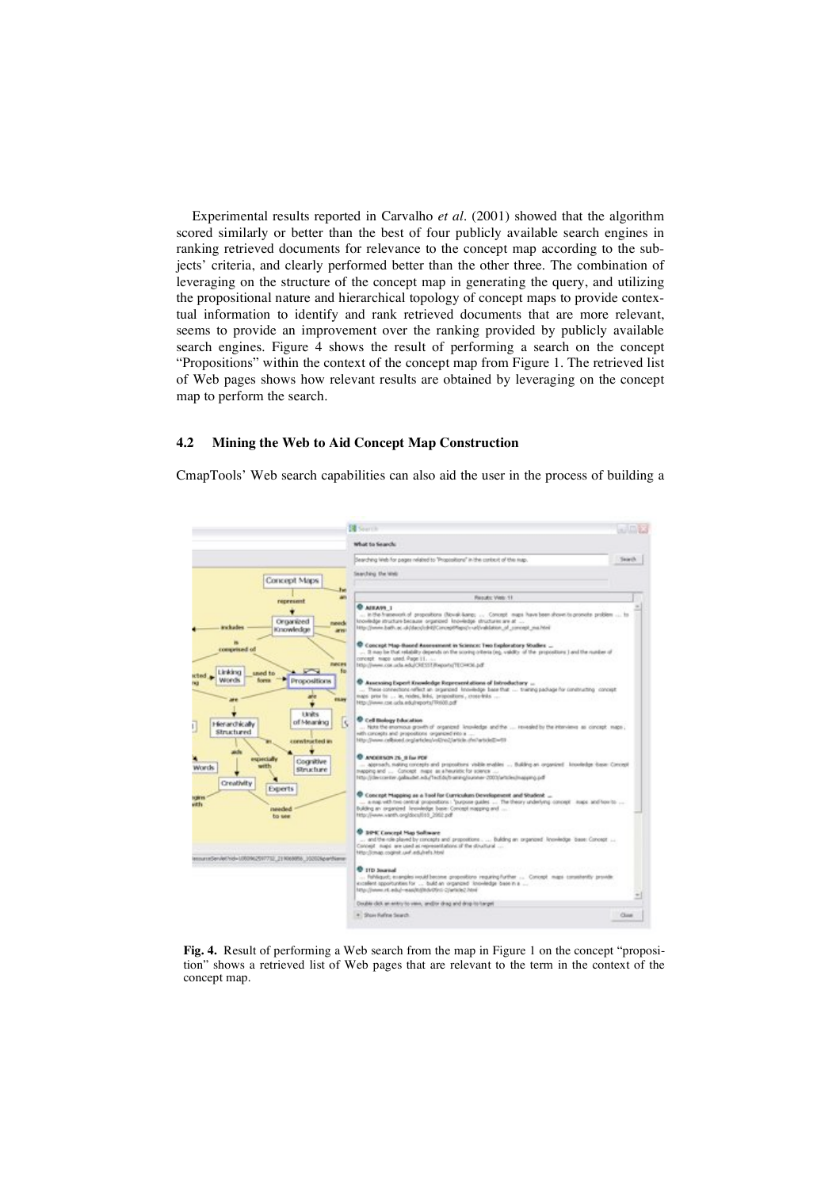Experimental results reported in Carvalho *et al*. (2001) showed that the algorithm scored similarly or better than the best of four publicly available search engines in ranking retrieved documents for relevance to the concept map according to the subjects' criteria, and clearly performed better than the other three. The combination of leveraging on the structure of the concept map in generating the query, and utilizing the propositional nature and hierarchical topology of concept maps to provide contextual information to identify and rank retrieved documents that are more relevant, seems to provide an improvement over the ranking provided by publicly available search engines. Figure 4 shows the result of performing a search on the concept "Propositions" within the context of the concept map from Figure 1. The retrieved list of Web pages shows how relevant results are obtained by leveraging on the concept map to perform the search.

### 4.2 Mining the Web to Aid Concept Map Construction

CmapTools' Web search capabilities can also aid the user in the process of building a

**Fig. 4.** Result of performing a Web search from the map in Figure 1 on the concept "proposition" shows a retrieved list of Web pages that are relevant to the term in the context of the concept map.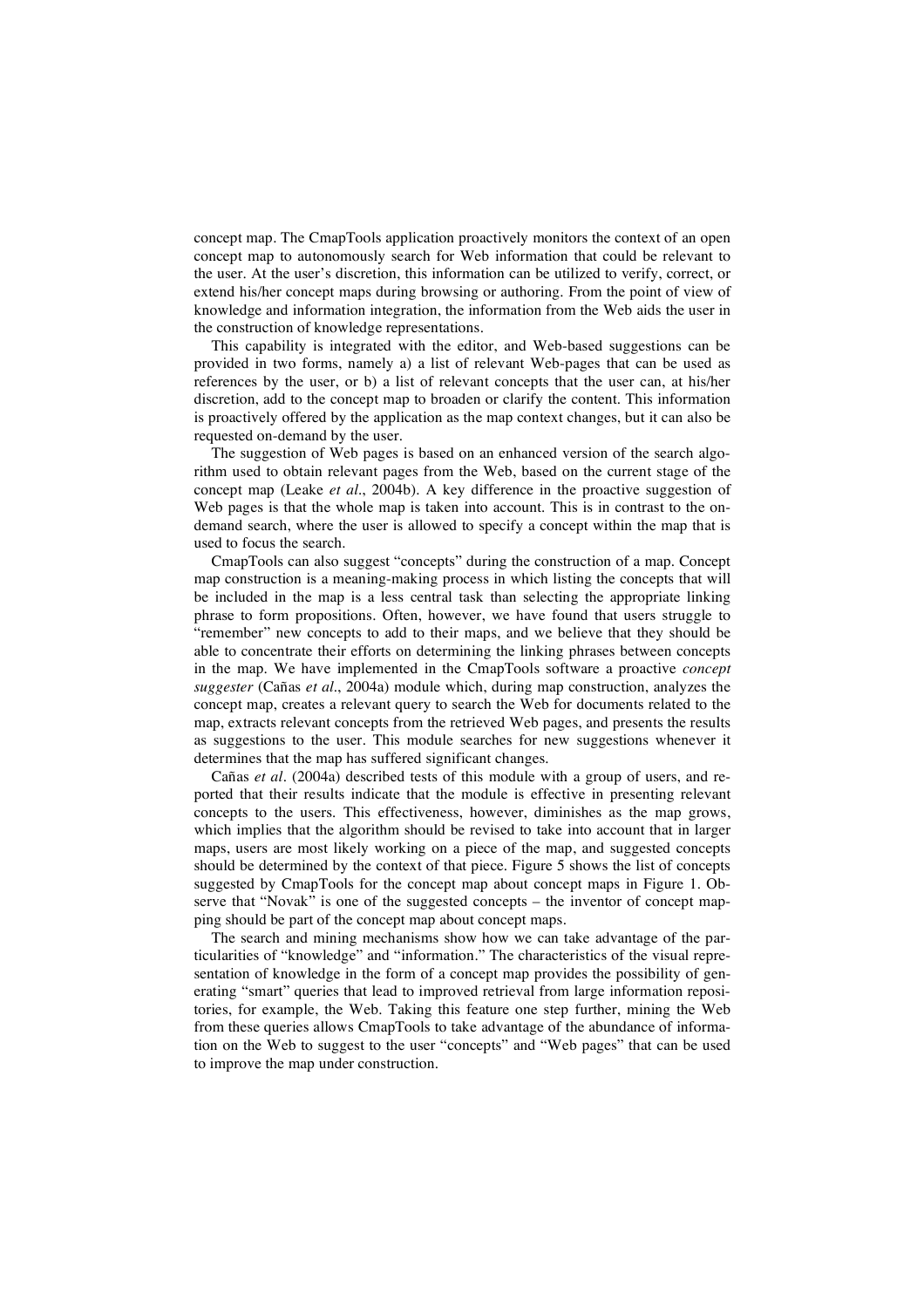concept map. The CmapTools application proactively monitors the context of an open concept map to autonomously search for Web information that could be relevant to the user. At the user's discretion, this information can be utilized to verify, correct, or extend his/her concept maps during browsing or authoring. From the point of view of knowledge and information integration, the information from the Web aids the user in the construction of knowledge representations.

This capability is integrated with the editor, and Web-based suggestions can be provided in two forms, namely a) a list of relevant Web-pages that can be used as references by the user, or b) a list of relevant concepts that the user can, at his/her discretion, add to the concept map to broaden or clarify the content. This information is proactively offered by the application as the map context changes, but it can also be requested on-demand by the user.

The suggestion of Web pages is based on an enhanced version of the search algorithm used to obtain relevant pages from the Web, based on the current stage of the concept map (Leake *et al*., 2004b). A key difference in the proactive suggestion of Web pages is that the whole map is taken into account. This is in contrast to the on-demand search, where the user is allowed to specify a concept within the map that is used to focus the search.

CmapTools can also suggest "concepts" during the construction of a map. Concept map construction is a meaning-making process in which listing the concepts that will be included in the map is a less central task than selecting the appropriate linking phrase to form propositions. Often, however, we have found that users struggle to "remember" new concepts to add to their maps, and we believe that they should be able to concentrate their efforts on determining the linking phrases between concepts in the map. We have implemented in the CmapTools software a proactive *concept suggester* (Cañas *et al*., 2004a) module which, during map construction, analyzes the concept map, creates a relevant query to search the Web for documents related to the map, extracts relevant concepts from the retrieved Web pages, and presents the results as suggestions to the user. This module searches for new suggestions whenever it determines that the map has suffered significant changes.

Cañas *et al*. (2004a) described tests of this module with a group of users, and reported that their results indicate that the module is effective in presenting relevant concepts to the users. This effectiveness, however, diminishes as the map grows, which implies that the algorithm should be revised to take into account that in larger maps, users are most likely working on a piece of the map, and suggested concepts should be determined by the context of that piece. Figure 5 shows the list of concepts suggested by CmapTools for the concept map about concept maps in Figure 1. Observe that "Novak" is one of the suggested concepts – the inventor of concept mapping should be part of the concept map about concept maps.

The search and mining mechanisms show how we can take advantage of the particularities of "knowledge" and "information." The characteristics of the visual representation of knowledge in the form of a concept map provides the possibility of generating "smart" queries that lead to improved retrieval from large information repositories, for example, the Web. Taking this feature one step further, mining the Web from these queries allows CmapTools to take advantage of the abundance of information on the Web to suggest to the user "concepts" and "Web pages" that can be used to improve the map under construction.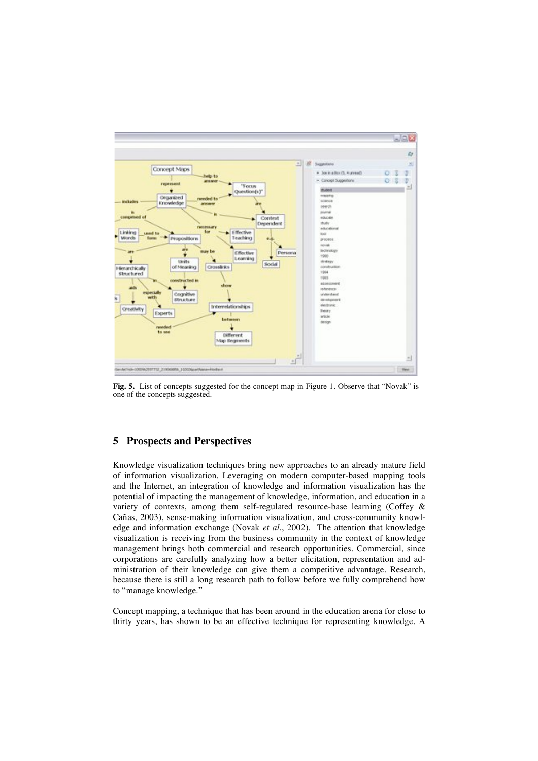**Fig. 5.** List of concepts suggested for the concept map in Figure 1. Observe that "Novak" is one of the concepts suggested.

## 5 Prospects and Perspectives

Knowledge visualization techniques bring new approaches to an already mature field of information visualization. Leveraging on modern computer-based mapping tools and the Internet, an integration of knowledge and information visualization has the potential of impacting the management of knowledge, information, and education in a variety of contexts, among them self-regulated resource-base learning (Coffey & Cañas, 2003), sense-making information visualization, and cross-community knowledge and information exchange (Novak *et al*., 2002). The attention that knowledge visualization is receiving from the business community in the context of knowledge management brings both commercial and research opportunities. Commercial, since corporations are carefully analyzing how a better elicitation, representation and administration of their knowledge can give them a competitive advantage. Research, because there is still a long research path to follow before we fully comprehend how to "manage knowledge."

Concept mapping, a technique that has been around in the education arena for close to thirty years, has shown to be an effective technique for representing knowledge. A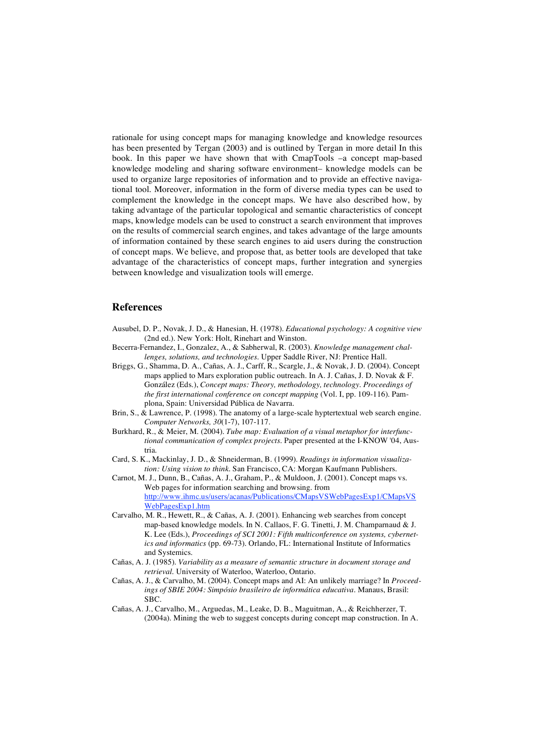rationale for using concept maps for managing knowledge and knowledge resources has been presented by Tergan (2003) and is outlined by Tergan in more detail In this book. In this paper we have shown that with CmapTools –a concept map-based knowledge modeling and sharing software environment– knowledge models can be used to organize large repositories of information and to provide an effective navigational tool. Moreover, information in the form of diverse media types can be used to complement the knowledge in the concept maps. We have also described how, by taking advantage of the particular topological and semantic characteristics of concept maps, knowledge models can be used to construct a search environment that improves on the results of commercial search engines, and takes advantage of the large amounts of information contained by these search engines to aid users during the construction of concept maps. We believe, and propose that, as better tools are developed that take advantage of the characteristics of concept maps, further integration and synergies between knowledge and visualization tools will emerge.

## References

Ausubel, D. P., Novak, J. D., & Hanesian, H. (1978). *Educational psychology: A cognitive view* (2nd ed.). New York: Holt, Rinehart and Winston.

Becerra-Fernandez, I., Gonzalez, A., & Sabherwal, R. (2003). *Knowledge management challenges, solutions, and technologies*. Upper Saddle River, NJ: Prentice Hall.

Briggs, G., Shamma, D. A., Cañas, A. J., Carff, R., Scargle, J., & Novak, J. D. (2004). Concept maps applied to Mars exploration public outreach. In A. J. Cañas, J. D. Novak & F. González (Eds.), *Concept maps: Theory, methodology, technology. Proceedings of the first international conference on concept mapping* (Vol. I, pp. 109-116). Pamplona, Spain: Universidad Pública de Navarra.

Brin, S., & Lawrence, P. (1998). The anatomy of a large-scale hyptertextual web search engine. *Computer Networks, 30*(1-7), 107-117.

Burkhard, R., & Meier, M. (2004). *Tube map: Evaluation of a visual metaphor for interfunctional communication of complex projects*. Paper presented at the I-KNOW '04, Austria.

Card, S. K., Mackinlay, J. D., & Shneiderman, B. (1999). *Readings in information visualization: Using vision to think*. San Francisco, CA: Morgan Kaufmann Publishers.

Carnot, M. J., Dunn, B., Cañas, A. J., Graham, P., & Muldoon, J. (2001). Concept maps vs. Web pages for information searching and browsing. from http://www.ihmc.us/users/acanas/Publications/CMapsVSWebPagesExp1/CMapsVSWebPagesExp1.htm

Carvalho, M. R., Hewett, R., & Cañas, A. J. (2001). Enhancing web searches from concept map-based knowledge models. In N. Callaos, F. G. Tinetti, J. M. Champarnaud & J. K. Lee (Eds.), *Proceedings of SCI 2001: Fifth multiconference on systems, cybernetics and informatics* (pp. 69-73). Orlando, FL: International Institute of Informatics and Systemics.

Cañas, A. J. (1985). *Variability as a measure of semantic structure in document storage and retrieval*. University of Waterloo, Waterloo, Ontario.

Cañas, A. J., & Carvalho, M. (2004). Concept maps and AI: An unlikely marriage? In *Proceedings of SBIE 2004: Simpósio brasileiro de informática educativa*. Manaus, Brasil: SBC.

Cañas, A. J., Carvalho, M., Arguedas, M., Leake, D. B., Maguitman, A., & Reichherzer, T. (2004a). Mining the web to suggest concepts during concept map construction. In A.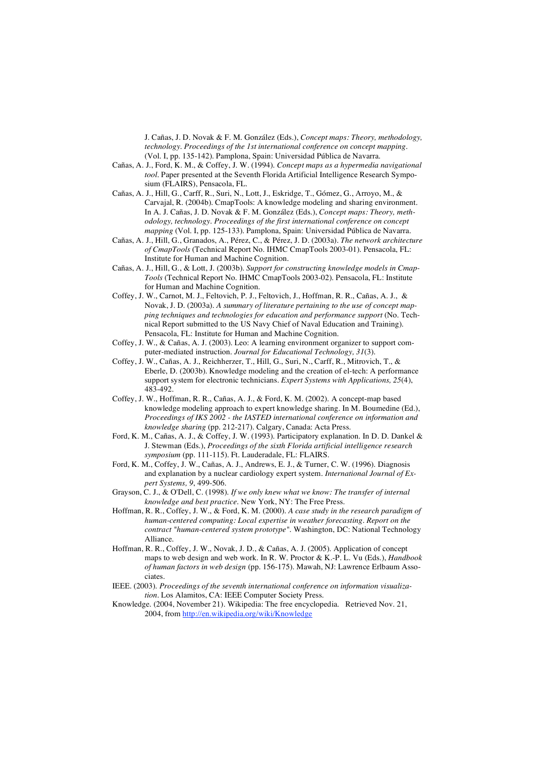J. Cañas, J. D. Novak & F. M. González (Eds.), *Concept maps: Theory, methodology, technology. Proceedings of the 1st international conference on concept mapping*. (Vol. I, pp. 135-142). Pamplona, Spain: Universidad Pública de Navarra.

Cañas, A. J., Ford, K. M., & Coffey, J. W. (1994). *Concept maps as a hypermedia navigational tool*. Paper presented at the Seventh Florida Artificial Intelligence Research Symposium (FLAIRS), Pensacola, FL.

Cañas, A. J., Hill, G., Carff, R., Suri, N., Lott, J., Eskridge, T., Gómez, G., Arroyo, M., & Carvajal, R. (2004b). CmapTools: A knowledge modeling and sharing environment. In A. J. Cañas, J. D. Novak & F. M. González (Eds.), *Concept maps: Theory, methodology, technology. Proceedings of the first international conference on concept mapping* (Vol. I, pp. 125-133). Pamplona, Spain: Universidad Pública de Navarra.

Cañas, A. J., Hill, G., Granados, A., Pérez, C., & Pérez, J. D. (2003a). *The network architecture of CmapTools* (Technical Report No. IHMC CmapTools 2003-01). Pensacola, FL: Institute for Human and Machine Cognition.

Cañas, A. J., Hill, G., & Lott, J. (2003b). *Support for constructing knowledge models in CmapTools* (Technical Report No. IHMC CmapTools 2003-02). Pensacola, FL: Institute for Human and Machine Cognition.

Coffey, J. W., Carnot, M. J., Feltovich, P. J., Feltovich, J., Hoffman, R. R., Cañas, A. J., & Novak, J. D. (2003a). *A summary of literature pertaining to the use of concept mapping techniques and technologies for education and performance support* (No. Technical Report submitted to the US Navy Chief of Naval Education and Training). Pensacola, FL: Institute for Human and Machine Cognition.

Coffey, J. W., & Cañas, A. J. (2003). Leo: A learning environment organizer to support computer-mediated instruction. *Journal for Educational Technology, 31*(3).

Coffey, J. W., Cañas, A. J., Reichherzer, T., Hill, G., Suri, N., Carff, R., Mitrovich, T., & Eberle, D. (2003b). Knowledge modeling and the creation of el-tech: A performance support system for electronic technicians. *Expert Systems with Applications, 25*(4), 483-492.

Coffey, J. W., Hoffman, R. R., Cañas, A. J., & Ford, K. M. (2002). A concept-map based knowledge modeling approach to expert knowledge sharing. In M. Boumedine (Ed.), *Proceedings of IKS 2002 - the IASTED international conference on information and knowledge sharing* (pp. 212-217). Calgary, Canada: Acta Press.

Ford, K. M., Cañas, A. J., & Coffey, J. W. (1993). Participatory explanation. In D. D. Dankel & J. Stewman (Eds.), *Proceedings of the sixth Florida artificial intelligence research symposium* (pp. 111-115). Ft. Lauderadale, FL: FLAIRS.

Ford, K. M., Coffey, J. W., Cañas, A. J., Andrews, E. J., & Turner, C. W. (1996). Diagnosis and explanation by a nuclear cardiology expert system. *International Journal of Expert Systems, 9*, 499-506.

Grayson, C. J., & O'Dell, C. (1998). *If we only knew what we know: The transfer of internal knowledge and best practice*. New York, NY: The Free Press.

Hoffman, R. R., Coffey, J. W., & Ford, K. M. (2000). *A case study in the research paradigm of human-centered computing: Local expertise in weather forecasting. Report on the contract "human-centered system prototype"*. Washington, DC: National Technology Alliance.

Hoffman, R. R., Coffey, J. W., Novak, J. D., & Cañas, A. J. (2005). Application of concept maps to web design and web work. In R. W. Proctor & K.-P. L. Vu (Eds.), *Handbook of human factors in web design* (pp. 156-175). Mawah, NJ: Lawrence Erlbaum Associates.

IEEE. (2003). *Proceedings of the seventh international conference on information visualization*. Los Alamitos, CA: IEEE Computer Society Press.

Knowledge. (2004, November 21). Wikipedia: The free encyclopedia. Retrieved Nov. 21, 2004, from http://en.wikipedia.org/wiki/Knowledge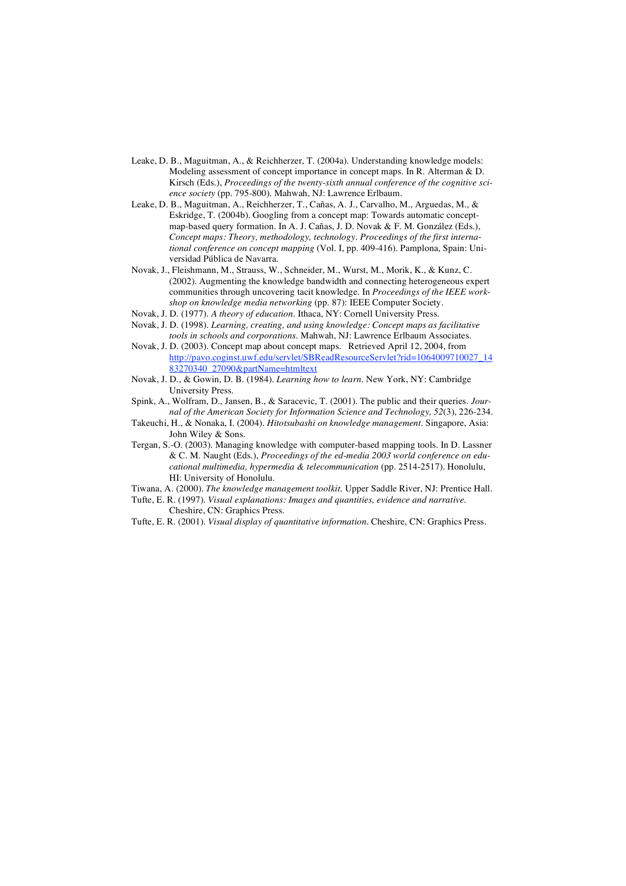Leake, D. B., Maguitman, A., & Reichherzer, T. (2004a). Understanding knowledge models: Modeling assessment of concept importance in concept maps. In R. Alterman & D. Kirsch (Eds.), *Proceedings of the twenty-sixth annual conference of the cognitive science society* (pp. 795-800). Mahwah, NJ: Lawrence Erlbaum.

Leake, D. B., Maguitman, A., Reichherzer, T., Cañas, A. J., Carvalho, M., Arguedas, M., & Eskridge, T. (2004b). Googling from a concept map: Towards automatic concept-map-based query formation. In A. J. Cañas, J. D. Novak & F. M. González (Eds.), *Concept maps: Theory, methodology, technology. Proceedings of the first international conference on concept mapping* (Vol. I, pp. 409-416). Pamplona, Spain: Universidad Pública de Navarra.

Novak, J., Fleishmann, M., Strauss, W., Schneider, M., Wurst, M., Morik, K., & Kunz, C. (2002). Augmenting the knowledge bandwidth and connecting heterogeneous expert communities through uncovering tacit knowledge. In *Proceedings of the IEEE workshop on knowledge media networking* (pp. 87): IEEE Computer Society.

Novak, J. D. (1977). *A theory of education*. Ithaca, NY: Cornell University Press.

Novak, J. D. (1998). *Learning, creating, and using knowledge: Concept maps as facilitative tools in schools and corporations*. Mahwah, NJ: Lawrence Erlbaum Associates.

Novak, J. D. (2003). Concept map about concept maps. Retrieved April 12, 2004, from http://pavo.coginst.uwf.edu/servlet/SBReadResourceServlet?rid=1064009710027_1483270340_27090&partName=htmltext

Novak, J. D., & Gowin, D. B. (1984). *Learning how to learn*. New York, NY: Cambridge University Press.

Spink, A., Wolfram, D., Jansen, B., & Saracevic, T. (2001). The public and their queries. *Journal of the American Society for Information Science and Technology, 52*(3), 226-234.

Takeuchi, H., & Nonaka, I. (2004). *Hitotsubashi on knowledge management*. Singapore, Asia: John Wiley & Sons.

Tergan, S.-O. (2003). Managing knowledge with computer-based mapping tools. In D. Lassner & C. M. Naught (Eds.), *Proceedings of the ed-media 2003 world conference on educational multimedia, hypermedia & telecommunication* (pp. 2514-2517). Honolulu, HI: University of Honolulu.

Tiwana, A. (2000). *The knowledge management toolkit*. Upper Saddle River, NJ: Prentice Hall.

Tufte, E. R. (1997). *Visual explanations: Images and quantities, evidence and narrative*. Cheshire, CN: Graphics Press.

Tufte, E. R. (2001). *Visual display of quantitative information*. Cheshire, CN: Graphics Press.